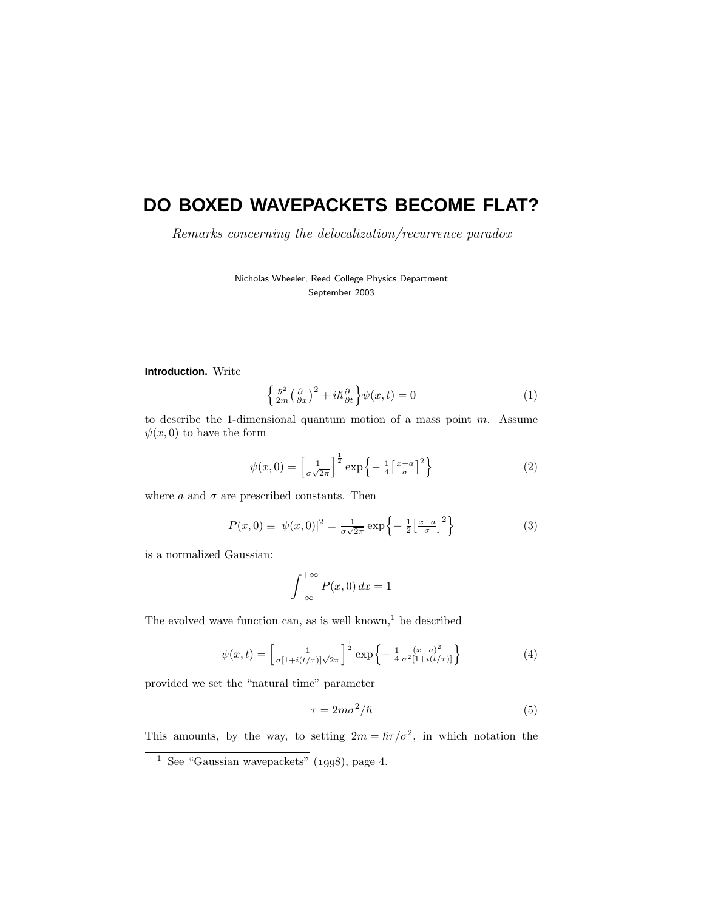# DO BOXED WAVEPACKETS BECOME FLAT?

*Remarks concerning the delocalization/recurrence paradox*

Nicholas Wheeler, Reed College Physics Department
September 2003

**Introduction.** Write

$$\left\{ \tfrac{\hbar^2}{2m}\left(\tfrac{\partial}{\partial x}\right)^2 + i\hbar\tfrac{\partial}{\partial t} \right\}\psi(x,t) = 0 \tag{1}$$

to describe the 1-dimensional quantum motion of a mass point $m$. Assume $\psi(x,0)$ to have the form

$$\psi(x,0) = \left[\tfrac{1}{\sigma\sqrt{2\pi}}\right]^{\frac{1}{2}} \exp\left\{-\tfrac{1}{4}\left[\tfrac{x-a}{\sigma}\right]^2\right\} \tag{2}$$

where $a$ and $\sigma$ are prescribed constants. Then

$$P(x,0) \equiv |\psi(x,0)|^2 = \tfrac{1}{\sigma\sqrt{2\pi}} \exp\left\{-\tfrac{1}{2}\left[\tfrac{x-a}{\sigma}\right]^2\right\} \tag{3}$$

is a normalized Gaussian:

$$\int_{-\infty}^{+\infty} P(x,0)\,dx = 1$$

The evolved wave function can, as is well known,[1] be described

$$\psi(x,t) = \left[\tfrac{1}{\sigma[1+i(t/\tau)]\sqrt{2\pi}}\right]^{\frac{1}{2}} \exp\left\{-\tfrac{1}{4}\tfrac{(x-a)^2}{\sigma^2[1+i(t/\tau)]}\right\} \tag{4}$$

provided we set the "natural time" parameter

$$\tau = 2m\sigma^2/\hbar \tag{5}$$

This amounts, by the way, to setting $2m = \hbar\tau/\sigma^2$, in which notation the

[1] See "Gaussian wavepackets" (1998), page 4.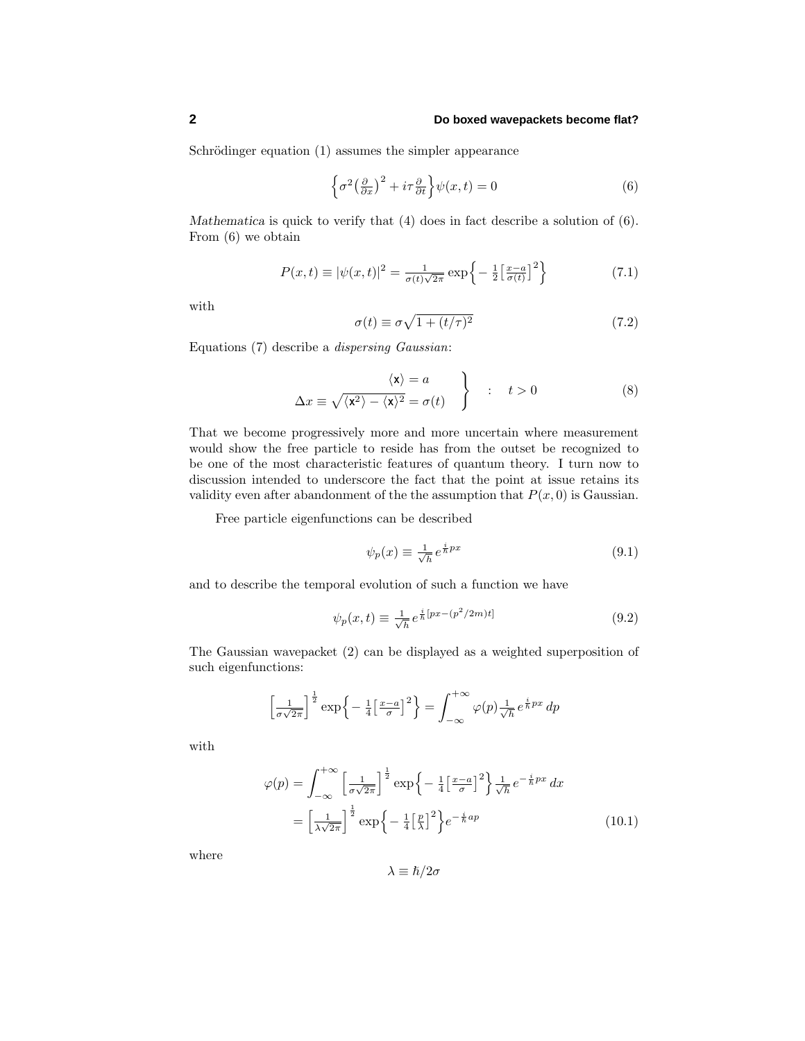Schrödinger equation (1) assumes the simpler appearance

$$\Big\{\sigma^2\big(\tfrac{\partial}{\partial x}\big)^2 + i\tau\tfrac{\partial}{\partial t}\Big\}\psi(x,t) = 0 \tag{6}$$

*Mathematica* is quick to verify that (4) does in fact describe a solution of (6). From (6) we obtain

$$P(x,t) \equiv |\psi(x,t)|^2 = \tfrac{1}{\sigma(t)\sqrt{2\pi}}\exp\Big\{-\tfrac{1}{2}\big[\tfrac{x-a}{\sigma(t)}\big]^2\Big\} \tag{7.1}$$

with

$$\sigma(t) \equiv \sigma\sqrt{1+(t/\tau)^2} \tag{7.2}$$

Equations (7) describe a *dispersing Gaussian*:

$$\left.\begin{aligned} \langle \mathsf{x}\rangle &= a \\ \Delta x \equiv \sqrt{\langle \mathsf{x}^2\rangle - \langle \mathsf{x}\rangle^2} &= \sigma(t) \end{aligned}\right\} \quad : \quad t>0 \tag{8}$$

That we become progressively more and more uncertain where measurement would show the free particle to reside has from the outset be recognized to be one of the most characteristic features of quantum theory. I turn now to discussion intended to underscore the fact that the point at issue retains its validity even after abandonment of the the assumption that $P(x,0)$ is Gaussian.

Free particle eigenfunctions can be described

$$\psi_p(x) \equiv \tfrac{1}{\sqrt{h}}\,e^{\frac{i}{\hbar}px} \tag{9.1}$$

and to describe the temporal evolution of such a function we have

$$\psi_p(x,t) \equiv \tfrac{1}{\sqrt{h}}\,e^{\frac{i}{\hbar}[px-(p^2/2m)t]} \tag{9.2}$$

The Gaussian wavepacket (2) can be displayed as a weighted superposition of such eigenfunctions:

$$\Big[\tfrac{1}{\sigma\sqrt{2\pi}}\Big]^{\frac{1}{2}}\exp\Big\{-\tfrac{1}{4}\big[\tfrac{x-a}{\sigma}\big]^2\Big\} = \int_{-\infty}^{+\infty}\varphi(p)\tfrac{1}{\sqrt{h}}\,e^{\frac{i}{\hbar}px}\,dp$$

with

$$\begin{aligned} \varphi(p) &= \int_{-\infty}^{+\infty}\Big[\tfrac{1}{\sigma\sqrt{2\pi}}\Big]^{\frac{1}{2}}\exp\Big\{-\tfrac{1}{4}\big[\tfrac{x-a}{\sigma}\big]^2\Big\}\tfrac{1}{\sqrt{h}}\,e^{-\frac{i}{\hbar}px}\,dx \\ &= \Big[\tfrac{1}{\lambda\sqrt{2\pi}}\Big]^{\frac{1}{2}}\exp\Big\{-\tfrac{1}{4}\big[\tfrac{p}{\lambda}\big]^2\Big\}e^{-\frac{i}{\hbar}ap} \end{aligned} \tag{10.1}$$

where

$$\lambda \equiv \hbar/2\sigma$$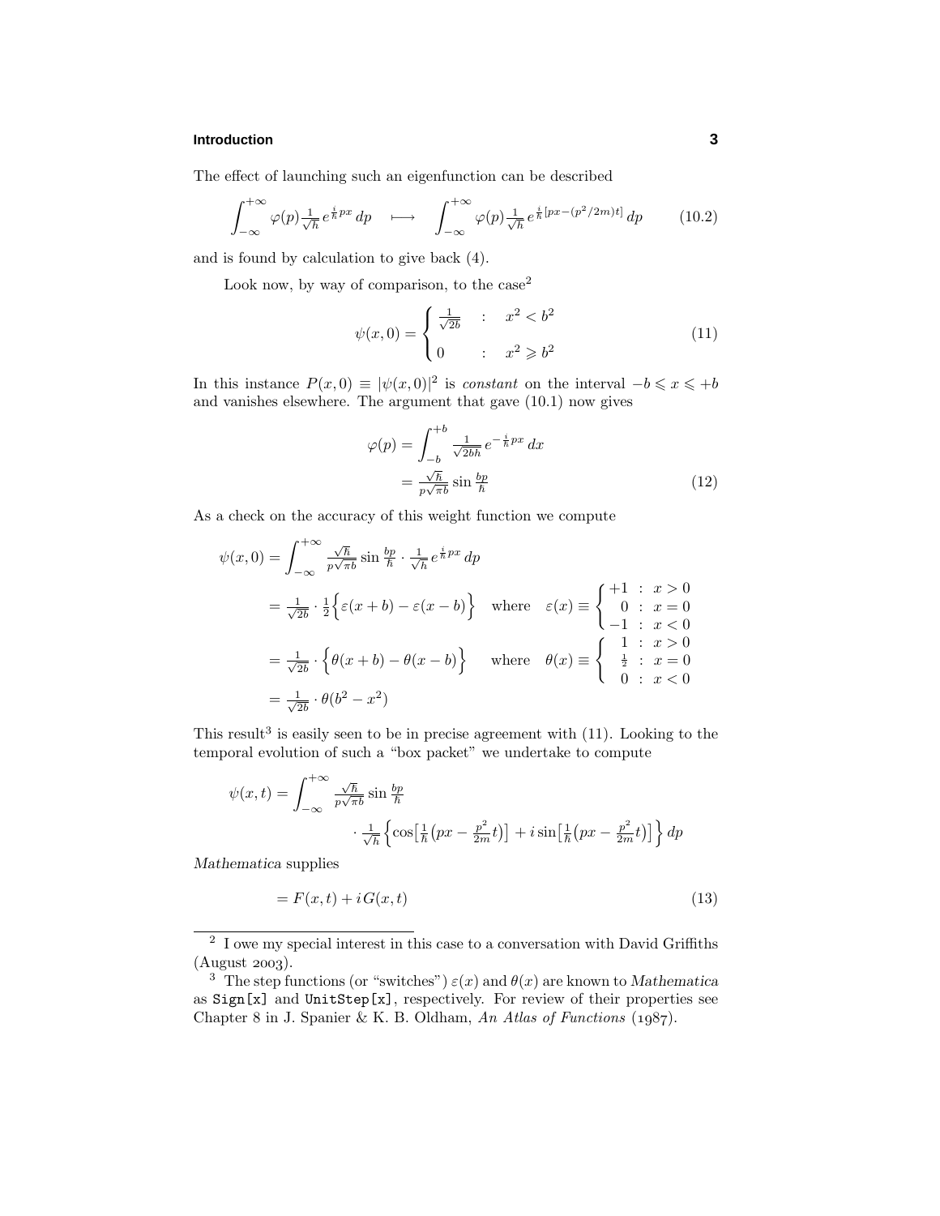The effect of launching such an eigenfunction can be described

$$\int_{-\infty}^{+\infty} \varphi(p)\tfrac{1}{\sqrt{h}}\, e^{\frac{i}{\hbar}px}\, dp \quad \longmapsto \quad \int_{-\infty}^{+\infty} \varphi(p)\tfrac{1}{\sqrt{h}}\, e^{\frac{i}{\hbar}[px-(p^2/2m)t]}\, dp \tag{10.2}$$

and is found by calculation to give back (4).

Look now, by way of comparison, to the case[2]

$$\psi(x,0) = \begin{cases} \frac{1}{\sqrt{2b}} & : \quad x^2 < b^2 \\ 0 & : \quad x^2 \geqslant b^2 \end{cases} \tag{11}$$

In this instance $P(x,0) \equiv |\psi(x,0)|^2$ is *constant* on the interval $-b \leqslant x \leqslant +b$ and vanishes elsewhere. The argument that gave (10.1) now gives

$$\begin{aligned}\varphi(p) &= \int_{-b}^{+b} \tfrac{1}{\sqrt{2bh}}\, e^{-\frac{i}{\hbar}px}\, dx \\ &= \tfrac{\sqrt{\hbar}}{p\sqrt{\pi b}} \sin \tfrac{bp}{\hbar}\end{aligned} \tag{12}$$

As a check on the accuracy of this weight function we compute

$$\begin{aligned}\psi(x,0) &= \int_{-\infty}^{+\infty} \tfrac{\sqrt{\hbar}}{p\sqrt{\pi b}} \sin \tfrac{bp}{\hbar} \cdot \tfrac{1}{\sqrt{h}}\, e^{\frac{i}{\hbar}px}\, dp \\ &= \tfrac{1}{\sqrt{2b}} \cdot \tfrac{1}{2}\Big\{\varepsilon(x+b) - \varepsilon(x-b)\Big\} \quad \text{where} \quad \varepsilon(x) \equiv \begin{cases} +1 & : \ x > 0 \\ \ \ 0 & : \ x = 0 \\ -1 & : \ x < 0 \end{cases} \\ &= \tfrac{1}{\sqrt{2b}} \cdot \Big\{\theta(x+b) - \theta(x-b)\Big\} \quad \text{where} \quad \theta(x) \equiv \begin{cases} 1 & : \ x > 0 \\ \frac{1}{2} & : \ x = 0 \\ 0 & : \ x < 0 \end{cases} \\ &= \tfrac{1}{\sqrt{2b}} \cdot \theta(b^2 - x^2)\end{aligned}$$

This result[3] is easily seen to be in precise agreement with (11). Looking to the temporal evolution of such a "box packet" we undertake to compute

$$\begin{aligned}\psi(x,t) = \int_{-\infty}^{+\infty} &\tfrac{\sqrt{\hbar}}{p\sqrt{\pi b}} \sin \tfrac{bp}{\hbar} \\ &\cdot \tfrac{1}{\sqrt{h}} \Big\{\cos\big[\tfrac{1}{\hbar}\big(px - \tfrac{p^2}{2m}t\big)\big] + i \sin\big[\tfrac{1}{\hbar}\big(px - \tfrac{p^2}{2m}t\big)\big]\Big\}\, dp\end{aligned}$$

*Mathematica* supplies

$$= F(x,t) + iG(x,t) \tag{13}$$

---

[2] I owe my special interest in this case to a conversation with David Griffiths (August 2003).

[3] The step functions (or "switches") $\varepsilon(x)$ and $\theta(x)$ are known to *Mathematica* as `Sign[x]` and `UnitStep[x]`, respectively. For review of their properties see Chapter 8 in J. Spanier & K. B. Oldham, *An Atlas of Functions* (1987).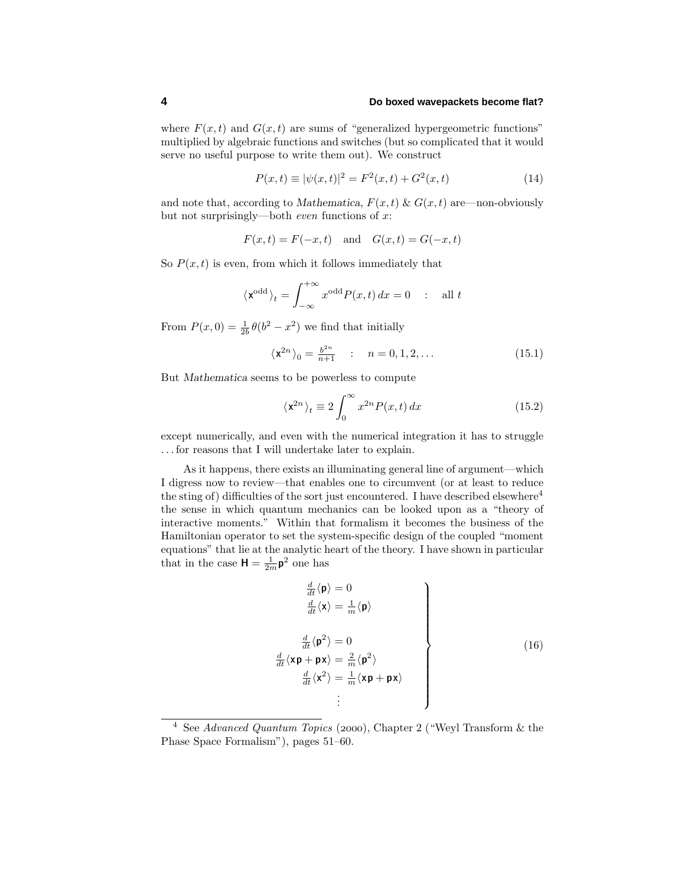where $F(x,t)$ and $G(x,t)$ are sums of "generalized hypergeometric functions" multiplied by algebraic functions and switches (but so complicated that it would serve no useful purpose to write them out). We construct

$$P(x,t) \equiv |\psi(x,t)|^2 = F^2(x,t) + G^2(x,t) \tag{14}$$

and note that, according to *Mathematica*, $F(x,t)$ & $G(x,t)$ are—non-obviously but not surprisingly—both *even* functions of $x$:

$$F(x,t) = F(-x,t) \quad \text{and} \quad G(x,t) = G(-x,t)$$

So $P(x,t)$ is even, from which it follows immediately that

$$\langle \mathsf{x}^{\text{odd}} \rangle_t = \int_{-\infty}^{+\infty} x^{\text{odd}} P(x,t)\,dx = 0 \quad : \quad \text{all } t$$

From $P(x,0) = \frac{1}{2b}\theta(b^2 - x^2)$ we find that initially

$$\langle \mathsf{x}^{2n} \rangle_0 = \tfrac{b^{2n}}{n+1} \quad : \quad n = 0, 1, 2, \ldots \tag{15.1}$$

But *Mathematica* seems to be powerless to compute

$$\langle \mathsf{x}^{2n} \rangle_t \equiv 2\int_0^{\infty} x^{2n} P(x,t)\,dx \tag{15.2}$$

except numerically, and even with the numerical integration it has to struggle . . . for reasons that I will undertake later to explain.

As it happens, there exists an illuminating general line of argument—which I digress now to review—that enables one to circumvent (or at least to reduce the sting of) difficulties of the sort just encountered. I have described elsewhere[4] the sense in which quantum mechanics can be looked upon as a "theory of interactive moments." Within that formalism it becomes the business of the Hamiltonian operator to set the system-specific design of the coupled "moment equations" that lie at the analytic heart of the theory. I have shown in particular that in the case $\mathsf{H} = \frac{1}{2m}\mathsf{p}^2$ one has

$$\left.\begin{aligned}
\tfrac{d}{dt}\langle \mathsf{p} \rangle &= 0 \\
\tfrac{d}{dt}\langle \mathsf{x} \rangle &= \tfrac{1}{m}\langle \mathsf{p} \rangle \\
\\
\tfrac{d}{dt}\langle \mathsf{p}^2 \rangle &= 0 \\
\tfrac{d}{dt}\langle \mathsf{x}\mathsf{p} + \mathsf{p}\mathsf{x} \rangle &= \tfrac{2}{m}\langle \mathsf{p}^2 \rangle \\
\tfrac{d}{dt}\langle \mathsf{x}^2 \rangle &= \tfrac{1}{m}\langle \mathsf{x}\mathsf{p} + \mathsf{p}\mathsf{x} \rangle \\
&\vdots
\end{aligned}\right\} \tag{16}$$

[4] See *Advanced Quantum Topics* (2000), Chapter 2 ("Weyl Transform & the Phase Space Formalism"), pages 51–60.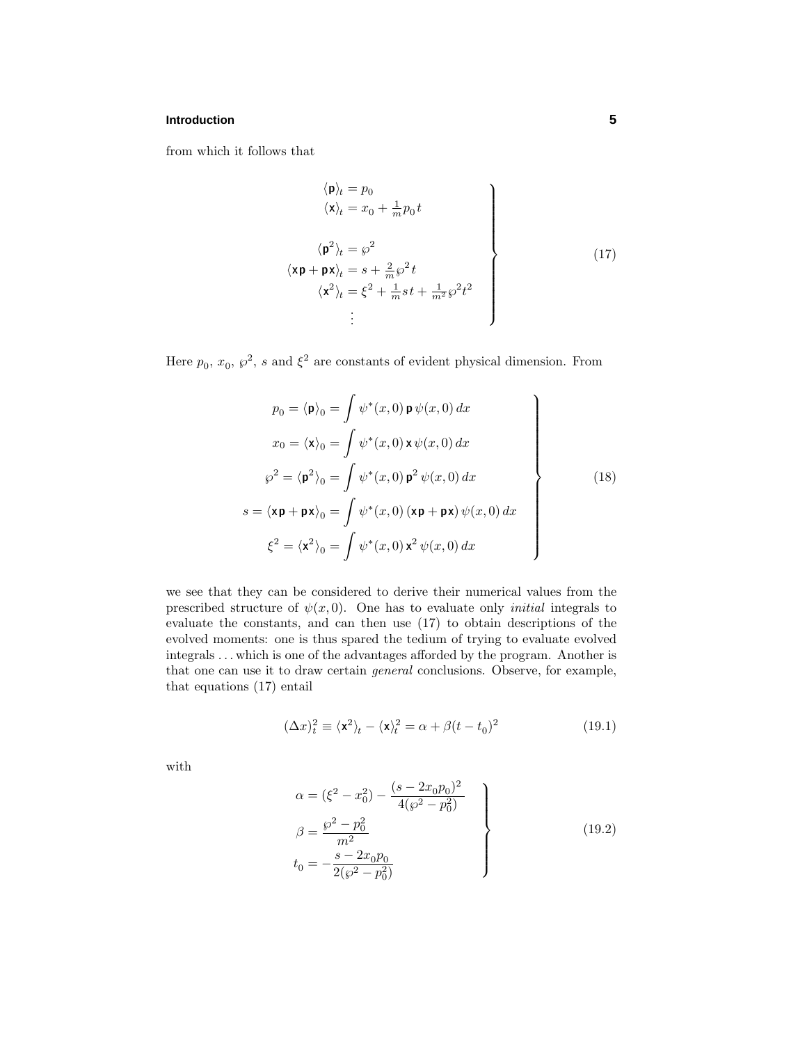from which it follows that

$$
\left.
\begin{aligned}
\langle \mathsf{p} \rangle_t &= p_0 \\
\langle \mathsf{x} \rangle_t &= x_0 + \tfrac{1}{m} p_0 t \\
\\
\langle \mathsf{p}^2 \rangle_t &= \wp^2 \\
\langle \mathsf{x}\mathsf{p} + \mathsf{p}\mathsf{x} \rangle_t &= s + \tfrac{2}{m}\wp^2 t \\
\langle \mathsf{x}^2 \rangle_t &= \xi^2 + \tfrac{1}{m} s t + \tfrac{1}{m^2}\wp^2 t^2 \\
&\;\;\vdots
\end{aligned}
\right\} \tag{17}
$$

Here $p_0$, $x_0$, $\wp^2$, $s$ and $\xi^2$ are constants of evident physical dimension. From

$$
\left.
\begin{aligned}
p_0 = \langle \mathsf{p} \rangle_0 &= \int \psi^*(x,0)\, \mathsf{p}\, \psi(x,0)\, dx \\
x_0 = \langle \mathsf{x} \rangle_0 &= \int \psi^*(x,0)\, \mathsf{x}\, \psi(x,0)\, dx \\
\wp^2 = \langle \mathsf{p}^2 \rangle_0 &= \int \psi^*(x,0)\, \mathsf{p}^2\, \psi(x,0)\, dx \\
s = \langle \mathsf{x}\mathsf{p} + \mathsf{p}\mathsf{x} \rangle_0 &= \int \psi^*(x,0)\, (\mathsf{x}\mathsf{p} + \mathsf{p}\mathsf{x})\, \psi(x,0)\, dx \\
\xi^2 = \langle \mathsf{x}^2 \rangle_0 &= \int \psi^*(x,0)\, \mathsf{x}^2\, \psi(x,0)\, dx
\end{aligned}
\right\} \tag{18}
$$

we see that they can be considered to derive their numerical values from the prescribed structure of $\psi(x,0)$. One has to evaluate only *initial* integrals to evaluate the constants, and can then use (17) to obtain descriptions of the evolved moments: one is thus spared the tedium of trying to evaluate evolved integrals . . . which is one of the advantages afforded by the program. Another is that one can use it to draw certain *general* conclusions. Observe, for example, that equations (17) entail

$$
(\Delta x)_t^2 \equiv \langle \mathsf{x}^2 \rangle_t - \langle \mathsf{x} \rangle_t^2 = \alpha + \beta (t - t_0)^2 \tag{19.1}
$$

with

$$
\left.
\begin{aligned}
\alpha &= (\xi^2 - x_0^2) - \frac{(s - 2x_0 p_0)^2}{4(\wp^2 - p_0^2)} \\
\beta &= \frac{\wp^2 - p_0^2}{m^2} \\
t_0 &= -\frac{s - 2x_0 p_0}{2(\wp^2 - p_0^2)}
\end{aligned}
\right\} \tag{19.2}
$$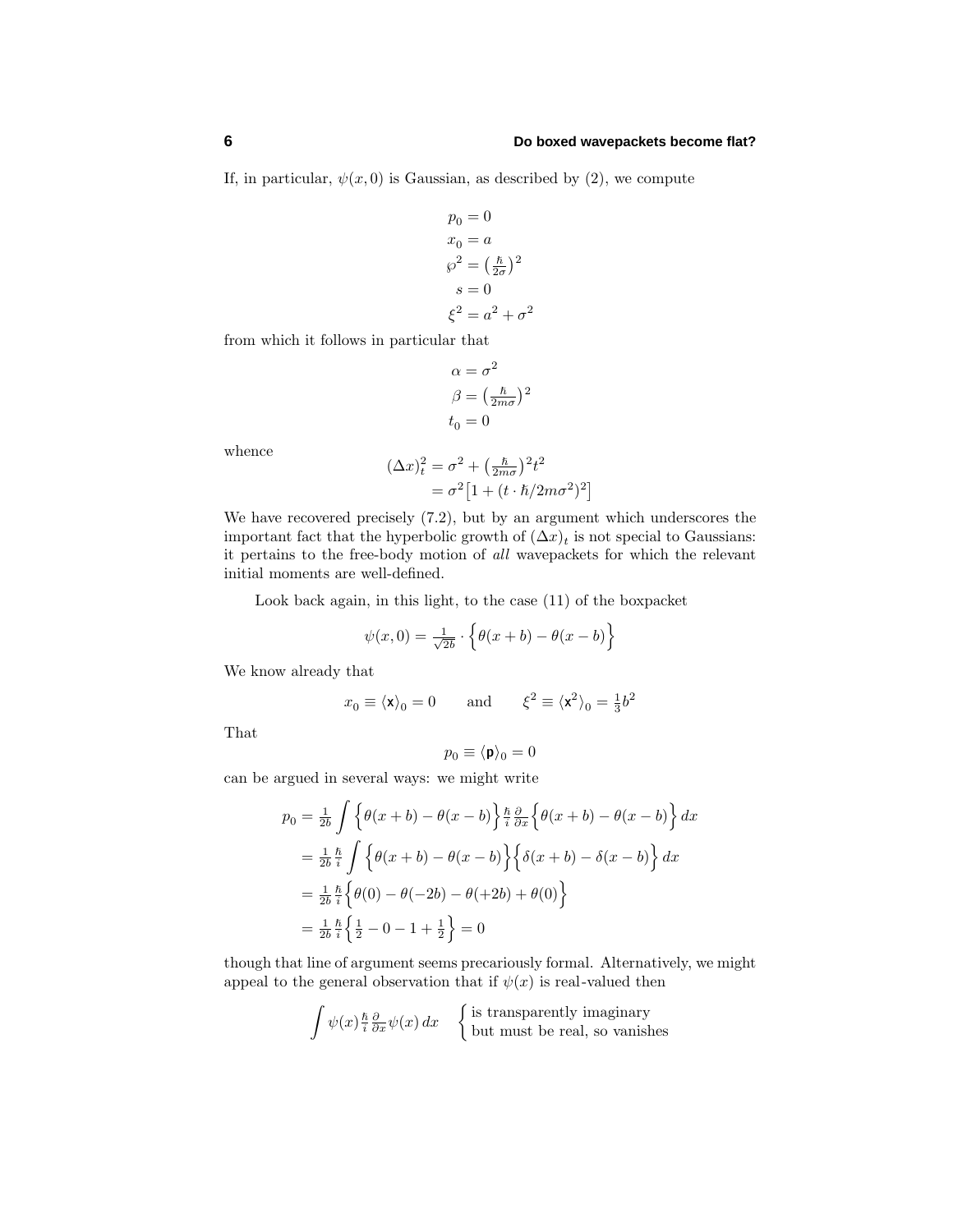If, in particular, $\psi(x,0)$ is Gaussian, as described by (2), we compute

$$
\begin{aligned}
p_0 &= 0\\
x_0 &= a\\
\wp^2 &= \left(\tfrac{\hbar}{2\sigma}\right)^2\\
s &= 0\\
\xi^2 &= a^2+\sigma^2
\end{aligned}
$$

from which it follows in particular that

$$
\begin{aligned}
\alpha &= \sigma^2\\
\beta &= \left(\tfrac{\hbar}{2m\sigma}\right)^2\\
t_0 &= 0
\end{aligned}
$$

whence

$$
\begin{aligned}
(\Delta x)^2_t &= \sigma^2 + \left(\tfrac{\hbar}{2m\sigma}\right)^2 t^2\\
&= \sigma^2\left[1+(t\cdot\hbar/2m\sigma^2)^2\right]
\end{aligned}
$$

We have recovered precisely (7.2), but by an argument which underscores the important fact that the hyperbolic growth of $(\Delta x)_t$ is not special to Gaussians: it pertains to the free-body motion of *all* wavepackets for which the relevant initial moments are well-defined.

Look back again, in this light, to the case (11) of the boxpacket

$$
\psi(x,0) = \tfrac{1}{\sqrt{2b}}\cdot\Big\{\theta(x+b)-\theta(x-b)\Big\}
$$

We know already that

$$
x_0 \equiv \langle \mathsf{x}\rangle_0 = 0 \qquad\text{and}\qquad \xi^2 \equiv \langle \mathsf{x}^2\rangle_0 = \tfrac{1}{3}b^2
$$

That

$$
p_0 \equiv \langle \mathsf{p}\rangle_0 = 0
$$

can be argued in several ways: we might write

$$
\begin{aligned}
p_0 &= \tfrac{1}{2b}\int \Big\{\theta(x+b)-\theta(x-b)\Big\}\tfrac{\hbar}{i}\tfrac{\partial}{\partial x}\Big\{\theta(x+b)-\theta(x-b)\Big\}\,dx\\
&= \tfrac{1}{2b}\tfrac{\hbar}{i}\int \Big\{\theta(x+b)-\theta(x-b)\Big\}\Big\{\delta(x+b)-\delta(x-b)\Big\}\,dx\\
&= \tfrac{1}{2b}\tfrac{\hbar}{i}\Big\{\theta(0)-\theta(-2b)-\theta(+2b)+\theta(0)\Big\}\\
&= \tfrac{1}{2b}\tfrac{\hbar}{i}\Big\{\tfrac{1}{2}-0-1+\tfrac{1}{2}\Big\} = 0
\end{aligned}
$$

though that line of argument seems precariously formal. Alternatively, we might appeal to the general observation that if $\psi(x)$ is real-valued then

$$
\int \psi(x)\tfrac{\hbar}{i}\tfrac{\partial}{\partial x}\psi(x)\,dx \quad \begin{cases}\text{is transparently imaginary}\\ \text{but must be real, so vanishes}\end{cases}
$$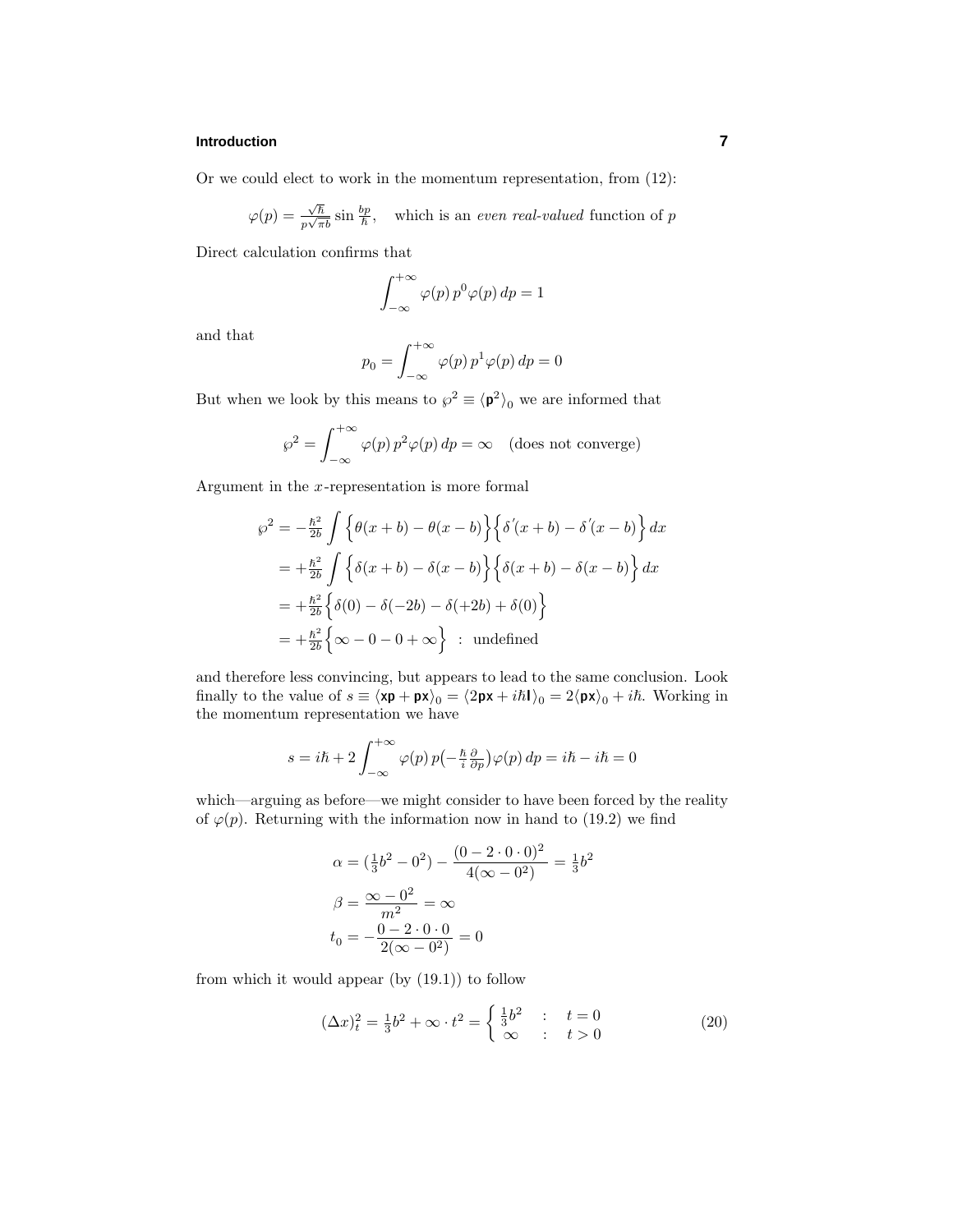Or we could elect to work in the momentum representation, from (12):

$$\varphi(p) = \tfrac{\sqrt{\hbar}}{p\sqrt{\pi b}} \sin \tfrac{bp}{\hbar}, \quad \text{which is an } \textit{even real-valued} \text{ function of } p$$

Direct calculation confirms that

$$\int_{-\infty}^{+\infty} \varphi(p)\, p^0 \varphi(p)\, dp = 1$$

and that

$$p_0 = \int_{-\infty}^{+\infty} \varphi(p)\, p^1 \varphi(p)\, dp = 0$$

But when we look by this means to $\wp^2 \equiv \langle \mathbf{p}^2 \rangle_0$ we are informed that

$$\wp^2 = \int_{-\infty}^{+\infty} \varphi(p)\, p^2 \varphi(p)\, dp = \infty \quad \text{(does not converge)}$$

Argument in the $x$-representation is more formal

$$\begin{aligned}
\wp^2 &= -\tfrac{\hbar^2}{2b} \int \Big\{\theta(x+b) - \theta(x-b)\Big\}\Big\{\delta'(x+b) - \delta'(x-b)\Big\}\, dx \\
&= +\tfrac{\hbar^2}{2b} \int \Big\{\delta(x+b) - \delta(x-b)\Big\}\Big\{\delta(x+b) - \delta(x-b)\Big\}\, dx \\
&= +\tfrac{\hbar^2}{2b} \Big\{\delta(0) - \delta(-2b) - \delta(+2b) + \delta(0)\Big\} \\
&= +\tfrac{\hbar^2}{2b} \Big\{\infty - 0 - 0 + \infty\Big\} \;\; : \;\text{undefined}
\end{aligned}$$

and therefore less convincing, but appears to lead to the same conclusion. Look finally to the value of $s \equiv \langle \mathbf{x}\mathbf{p} + \mathbf{p}\mathbf{x} \rangle_0 = \langle 2\mathbf{p}\mathbf{x} + i\hbar \mathbf{I} \rangle_0 = 2\langle \mathbf{p}\mathbf{x} \rangle_0 + i\hbar$. Working in the momentum representation we have

$$s = i\hbar + 2\int_{-\infty}^{+\infty} \varphi(p)\, p\big(-\tfrac{\hbar}{i}\tfrac{\partial}{\partial p}\big)\varphi(p)\, dp = i\hbar - i\hbar = 0$$

which—arguing as before—we might consider to have been forced by the reality of $\varphi(p)$. Returning with the information now in hand to (19.2) we find

$$\begin{aligned}
\alpha &= (\tfrac{1}{3}b^2 - 0^2) - \frac{(0 - 2\cdot 0 \cdot 0)^2}{4(\infty - 0^2)} = \tfrac{1}{3}b^2 \\
\beta &= \frac{\infty - 0^2}{m^2} = \infty \\
t_0 &= -\frac{0 - 2\cdot 0 \cdot 0}{2(\infty - 0^2)} = 0
\end{aligned}$$

from which it would appear (by (19.1)) to follow

$$(\Delta x)_t^2 = \tfrac{1}{3}b^2 + \infty \cdot t^2 = \begin{cases} \tfrac{1}{3}b^2 & : \quad t = 0 \\ \infty & : \quad t > 0 \end{cases} \tag{20}$$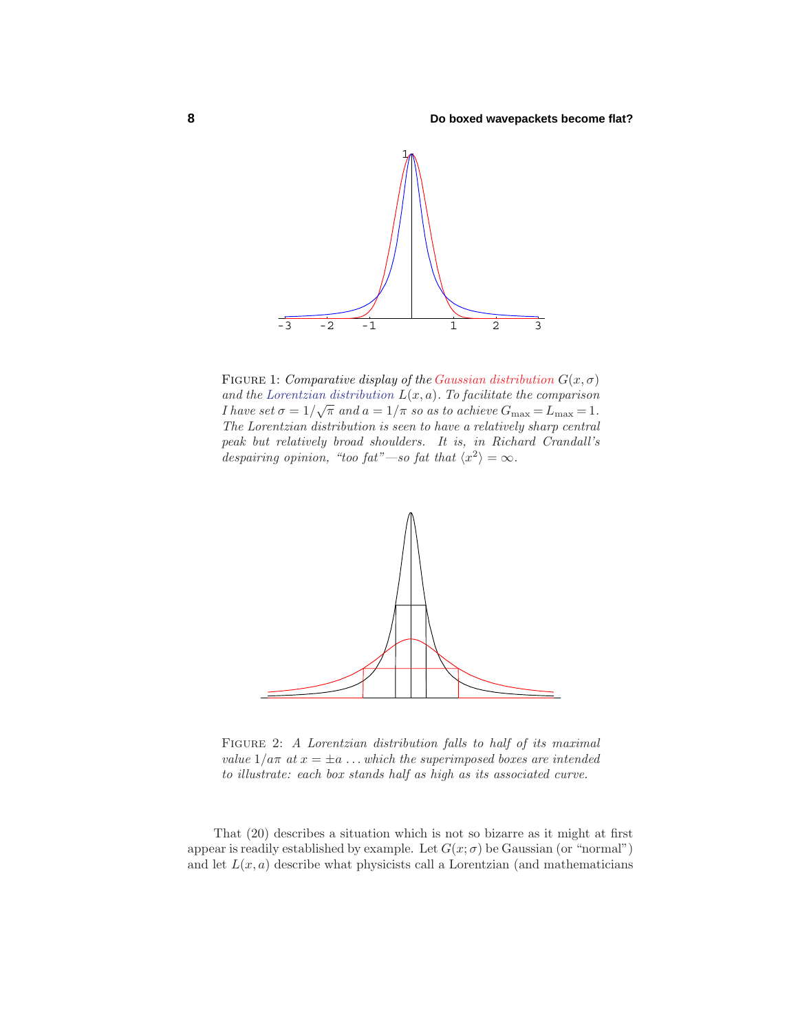FIGURE 1: *Comparative display of the Gaussian distribution* $G(x, \sigma)$ *and the Lorentzian distribution* $L(x, a)$*. To facilitate the comparison I have set* $\sigma = 1/\sqrt{\pi}$ *and* $a = 1/\pi$ *so as to achieve* $G_{\max} = L_{\max} = 1$*. The Lorentzian distribution is seen to have a relatively sharp central peak but relatively broad shoulders. It is, in Richard Crandall's despairing opinion, "too fat"—so fat that* $\langle x^2 \rangle = \infty$*.*

FIGURE 2: *A Lorentzian distribution falls to half of its maximal value* $1/a\pi$ *at* $x = \pm a$ *... which the superimposed boxes are intended to illustrate: each box stands half as high as its associated curve.*

That (20) describes a situation which is not so bizarre as it might at first appear is readily established by example. Let $G(x; \sigma)$ be Gaussian (or "normal") and let $L(x, a)$ describe what physicists call a Lorentzian (and mathematicians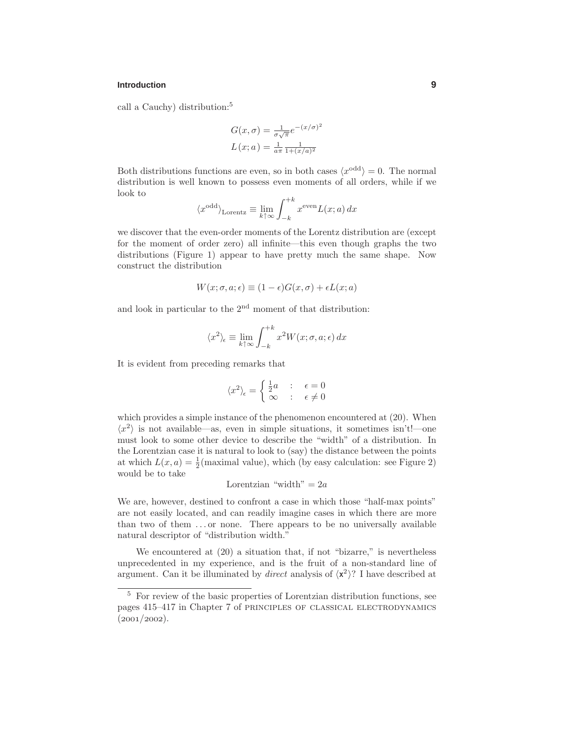call a Cauchy) distribution:[5]

$$
\begin{aligned}
G(x,\sigma) &= \tfrac{1}{\sigma\sqrt{\pi}}e^{-(x/\sigma)^2}\\
L(x;a) &= \tfrac{1}{a\pi}\tfrac{1}{1+(x/a)^2}
\end{aligned}
$$

Both distributions functions are even, so in both cases $\langle x^{\text{odd}}\rangle = 0$. The normal distribution is well known to possess even moments of all orders, while if we look to

$$
\langle x^{\text{odd}}\rangle_{\text{Lorentz}} \equiv \lim_{k\uparrow\infty}\int_{-k}^{+k} x^{\text{even}} L(x;a)\,dx
$$

we discover that the even-order moments of the Lorentz distribution are (except for the moment of order zero) all infinite—this even though graphs the two distributions (Figure 1) appear to have pretty much the same shape. Now construct the distribution

$$
W(x;\sigma,a;\epsilon) \equiv (1-\epsilon)G(x,\sigma) + \epsilon L(x;a)
$$

and look in particular to the 2[nd] moment of that distribution:

$$
\langle x^2\rangle_\epsilon \equiv \lim_{k\uparrow\infty}\int_{-k}^{+k} x^2 W(x;\sigma,a;\epsilon)\,dx
$$

It is evident from preceding remarks that

$$
\langle x^2\rangle_\epsilon = \begin{cases} \tfrac{1}{2}a & : \quad \epsilon = 0\\ \infty & : \quad \epsilon \neq 0\end{cases}
$$

which provides a simple instance of the phenomenon encountered at (20). When $\langle x^2\rangle$ is not available—as, even in simple situations, it sometimes isn't!—one must look to some other device to describe the "width" of a distribution. In the Lorentzian case it is natural to look to (say) the distance between the points at which $L(x,a) = \frac{1}{2}$(maximal value), which (by easy calculation: see Figure 2) would be to take

$$
\text{Lorentzian "width"} = 2a
$$

We are, however, destined to confront a case in which those "half-max points" are not easily located, and can readily imagine cases in which there are more than two of them ... or none. There appears to be no universally available natural descriptor of "distribution width."

We encountered at (20) a situation that, if not "bizarre," is nevertheless unprecedented in my experience, and is the fruit of a non-standard line of argument. Can it be illuminated by *direct* analysis of $\langle \mathsf{x}^2\rangle$? I have described at

---

[5] For review of the basic properties of Lorentzian distribution functions, see pages 415–417 in Chapter 7 of PRINCIPLES OF CLASSICAL ELECTRODYNAMICS (2001/2002).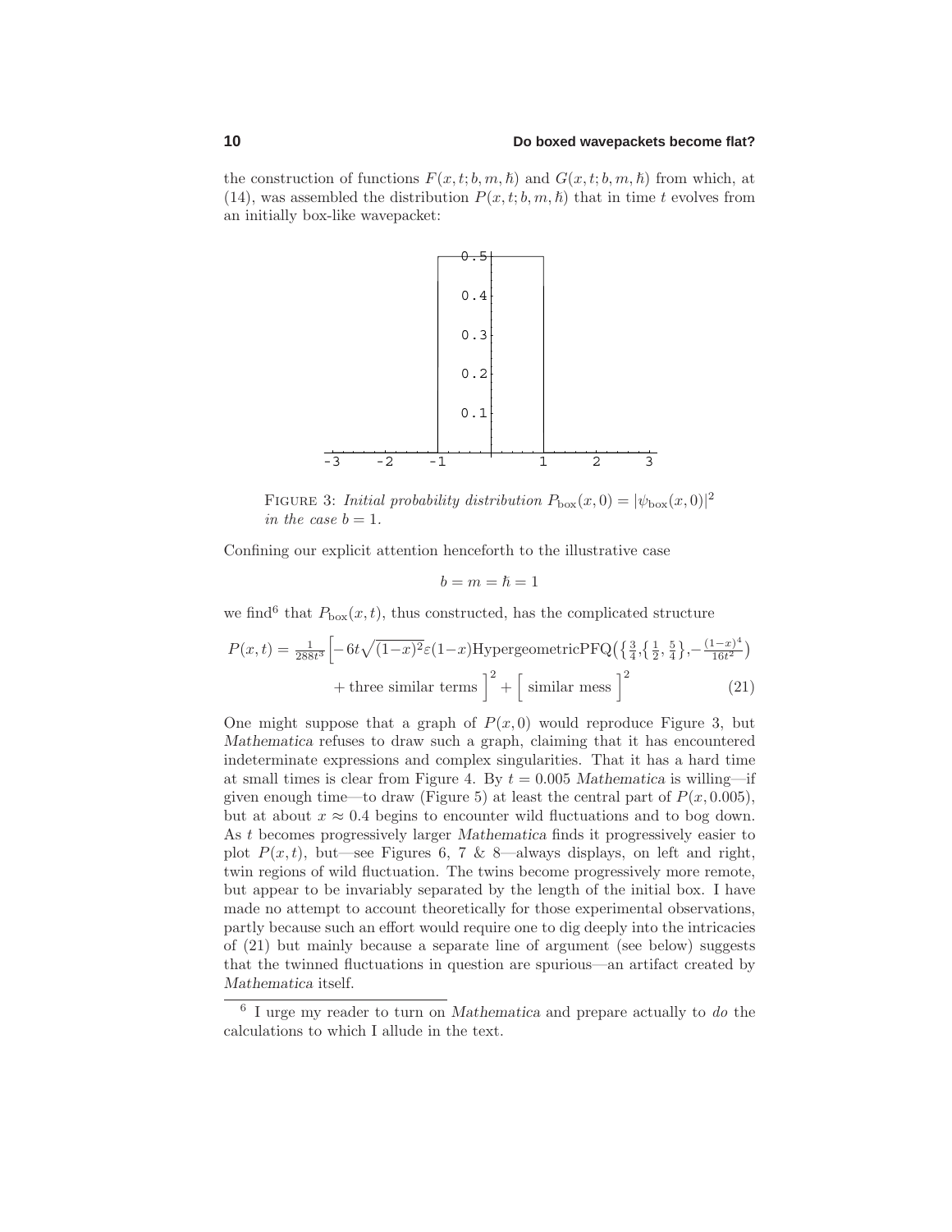the construction of functions $F(x,t;b,m,\hbar)$ and $G(x,t;b,m,\hbar)$ from which, at (14), was assembled the distribution $P(x,t;b,m,\hbar)$ that in time $t$ evolves from an initially box-like wavepacket:

FIGURE 3: *Initial probability distribution $P_{\rm box}(x,0) = |\psi_{\rm box}(x,0)|^2$ in the case $b = 1$.*

Confining our explicit attention henceforth to the illustrative case

$$b = m = \hbar = 1$$

we find[6] that $P_{\rm box}(x,t)$, thus constructed, has the complicated structure

$$P(x,t) = \tfrac{1}{288t^3}\Big[-6t\sqrt{(1-x)^2}\varepsilon(1-x)\text{HypergeometricPFQ}\big(\{\tfrac{3}{4},\{\tfrac{1}{2},\tfrac{5}{4}\},-\tfrac{(1-x)^4}{16t^2}\big) \\ + \text{three similar terms}\Big]^2 + \Big[\text{ similar mess }\Big]^2 \tag{21}$$

One might suppose that a graph of $P(x,0)$ would reproduce Figure 3, but *Mathematica* refuses to draw such a graph, claiming that it has encountered indeterminate expressions and complex singularities. That it has a hard time at small times is clear from Figure 4. By $t = 0.005$ *Mathematica* is willing—if given enough time—to draw (Figure 5) at least the central part of $P(x,0.005)$, but at about $x \approx 0.4$ begins to encounter wild fluctuations and to bog down. As $t$ becomes progressively larger *Mathematica* finds it progressively easier to plot $P(x,t)$, but—see Figures 6, 7 & 8—always displays, on left and right, twin regions of wild fluctuation. The twins become progressively more remote, but appear to be invariably separated by the length of the initial box. I have made no attempt to account theoretically for those experimental observations, partly because such an effort would require one to dig deeply into the intricacies of (21) but mainly because a separate line of argument (see below) suggests that the twinned fluctuations in question are spurious—an artifact created by *Mathematica* itself.

---

[6] I urge my reader to turn on *Mathematica* and prepare actually to *do* the calculations to which I allude in the text.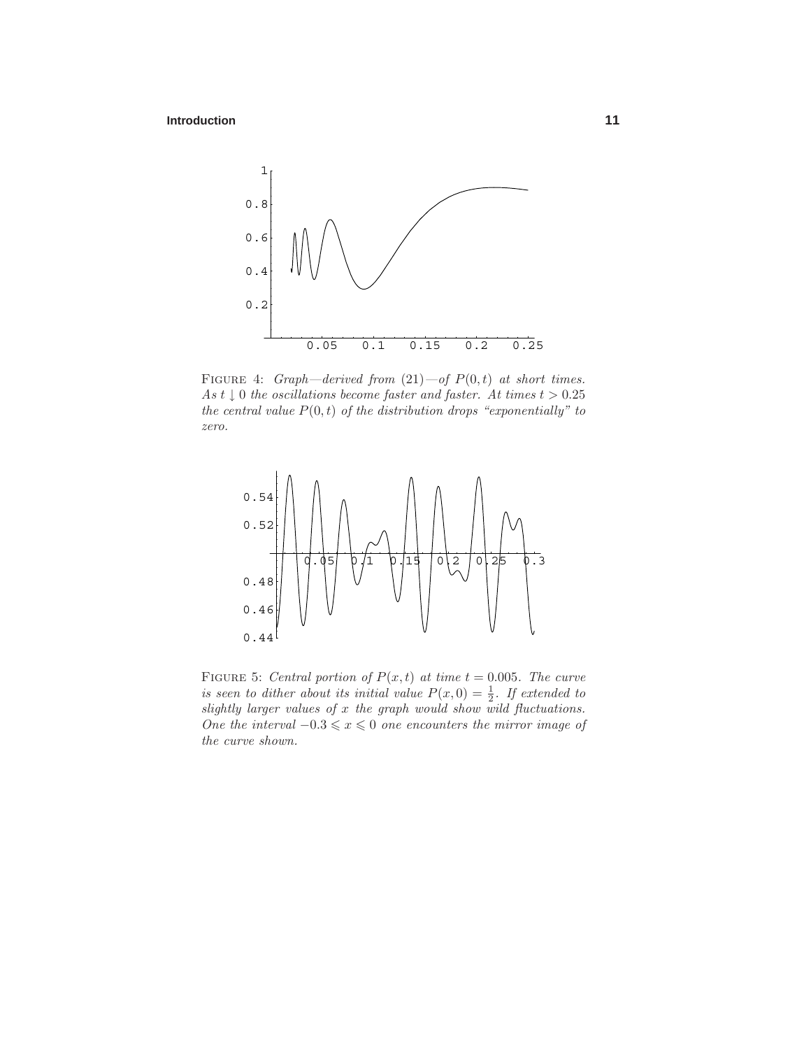FIGURE 4: *Graph—derived from (21)—of $P(0,t)$ at short times. As $t \downarrow 0$ the oscillations become faster and faster. At times $t > 0.25$ the central value $P(0,t)$ of the distribution drops "exponentially" to zero.*

FIGURE 5: *Central portion of $P(x,t)$ at time $t = 0.005$. The curve is seen to dither about its initial value $P(x,0) = \frac{1}{2}$. If extended to slightly larger values of $x$ the graph would show wild fluctuations. One the interval $-0.3 \leqslant x \leqslant 0$ one encounters the mirror image of the curve shown.*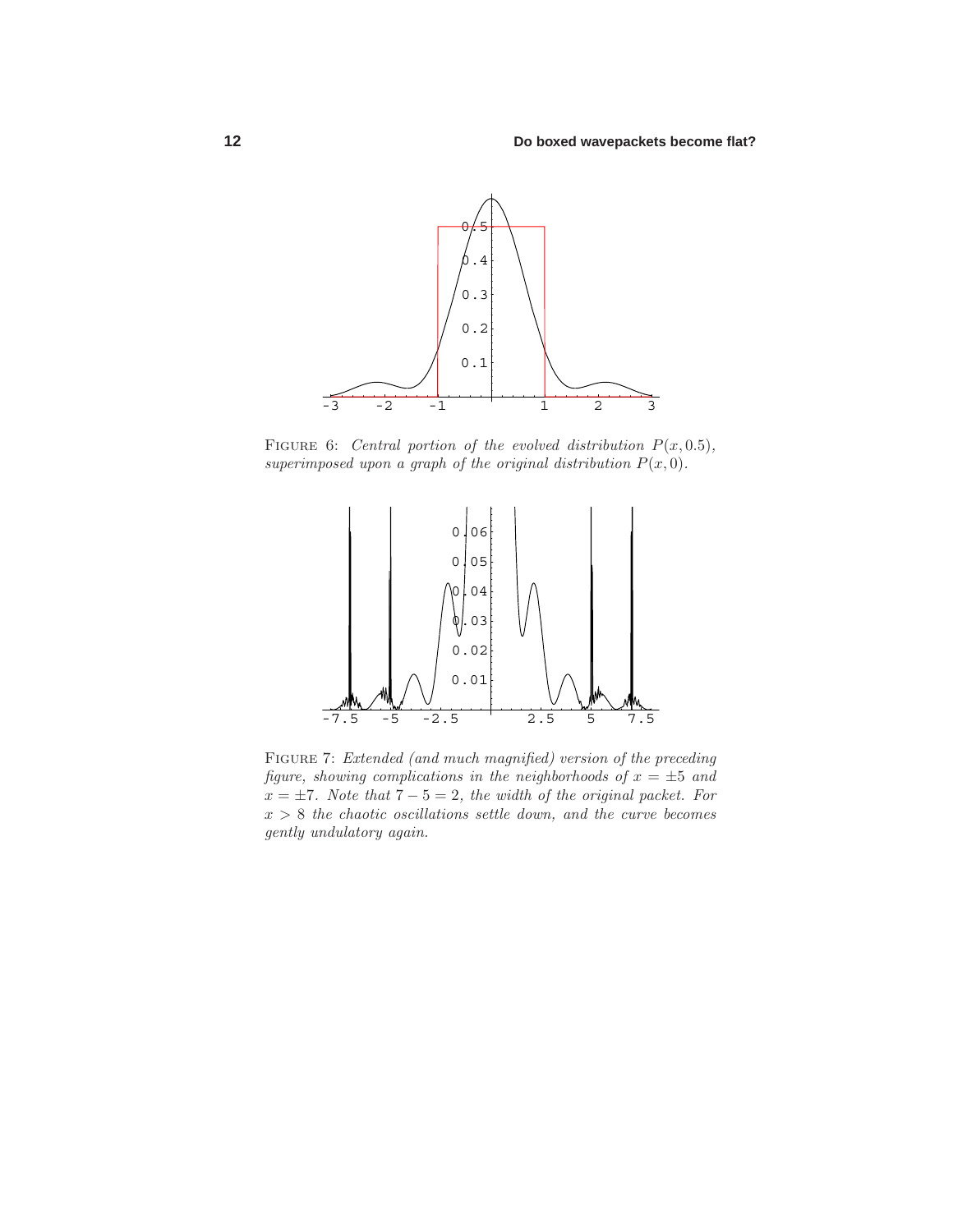FIGURE 6: *Central portion of the evolved distribution $P(x, 0.5)$, superimposed upon a graph of the original distribution $P(x, 0)$.*

FIGURE 7: *Extended (and much magnified) version of the preceding figure, showing complications in the neighborhoods of $x = \pm 5$ and $x = \pm 7$. Note that $7 - 5 = 2$, the width of the original packet. For $x > 8$ the chaotic oscillations settle down, and the curve becomes gently undulatory again.*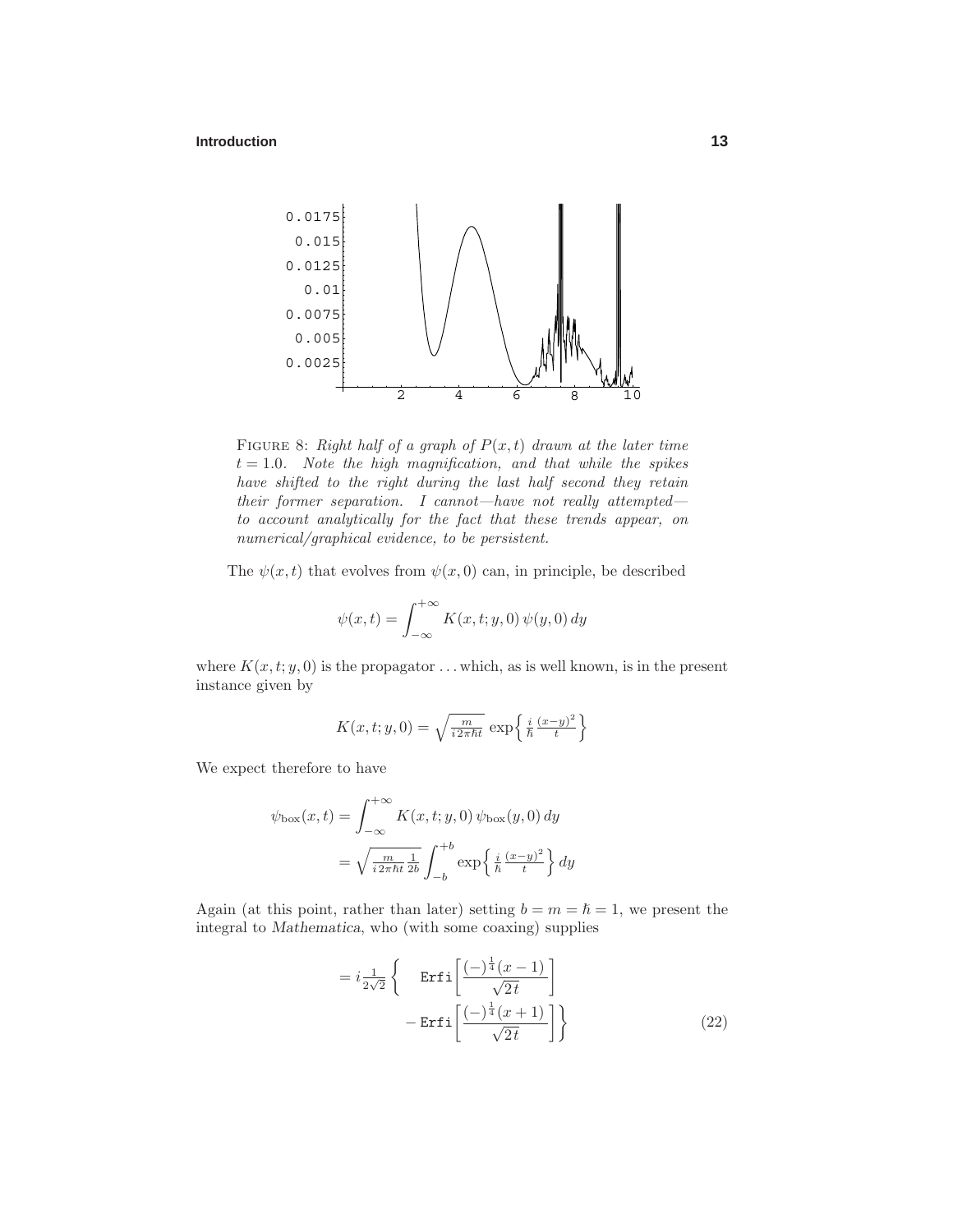FIGURE 8: *Right half of a graph of $P(x,t)$ drawn at the later time $t = 1.0$. Note the high magnification, and that while the spikes have shifted to the right during the last half second they retain their former separation. I cannot—have not really attempted—to account analytically for the fact that these trends appear, on numerical/graphical evidence, to be persistent.*

The $\psi(x,t)$ that evolves from $\psi(x,0)$ can, in principle, be described

$$\psi(x,t) = \int_{-\infty}^{+\infty} K(x,t;y,0)\,\psi(y,0)\,dy$$

where $K(x,t;y,0)$ is the propagator ... which, as is well known, is in the present instance given by

$$K(x,t;y,0) = \sqrt{\tfrac{m}{i2\pi\hbar t}}\,\exp\Big\{\tfrac{i}{\hbar}\tfrac{(x-y)^2}{t}\Big\}$$

We expect therefore to have

$$\begin{aligned}
\psi_{\text{box}}(x,t) &= \int_{-\infty}^{+\infty} K(x,t;y,0)\,\psi_{\text{box}}(y,0)\,dy \\
&= \sqrt{\tfrac{m}{i2\pi\hbar t}\tfrac{1}{2b}}\int_{-b}^{+b} \exp\Big\{\tfrac{i}{\hbar}\tfrac{(x-y)^2}{t}\Big\}\,dy
\end{aligned}$$

Again (at this point, rather than later) setting $b = m = \hbar = 1$, we present the integral to *Mathematica*, who (with some coaxing) supplies

$$\begin{aligned}
= i\tfrac{1}{2\sqrt{2}}\Big\{ \quad &\texttt{Erfi}\Big[\frac{(-)^{\frac{1}{4}}(x-1)}{\sqrt{2t}}\Big] \\
- &\texttt{Erfi}\Big[\frac{(-)^{\frac{1}{4}}(x+1)}{\sqrt{2t}}\Big]\Big\}
\end{aligned} \tag{22}$$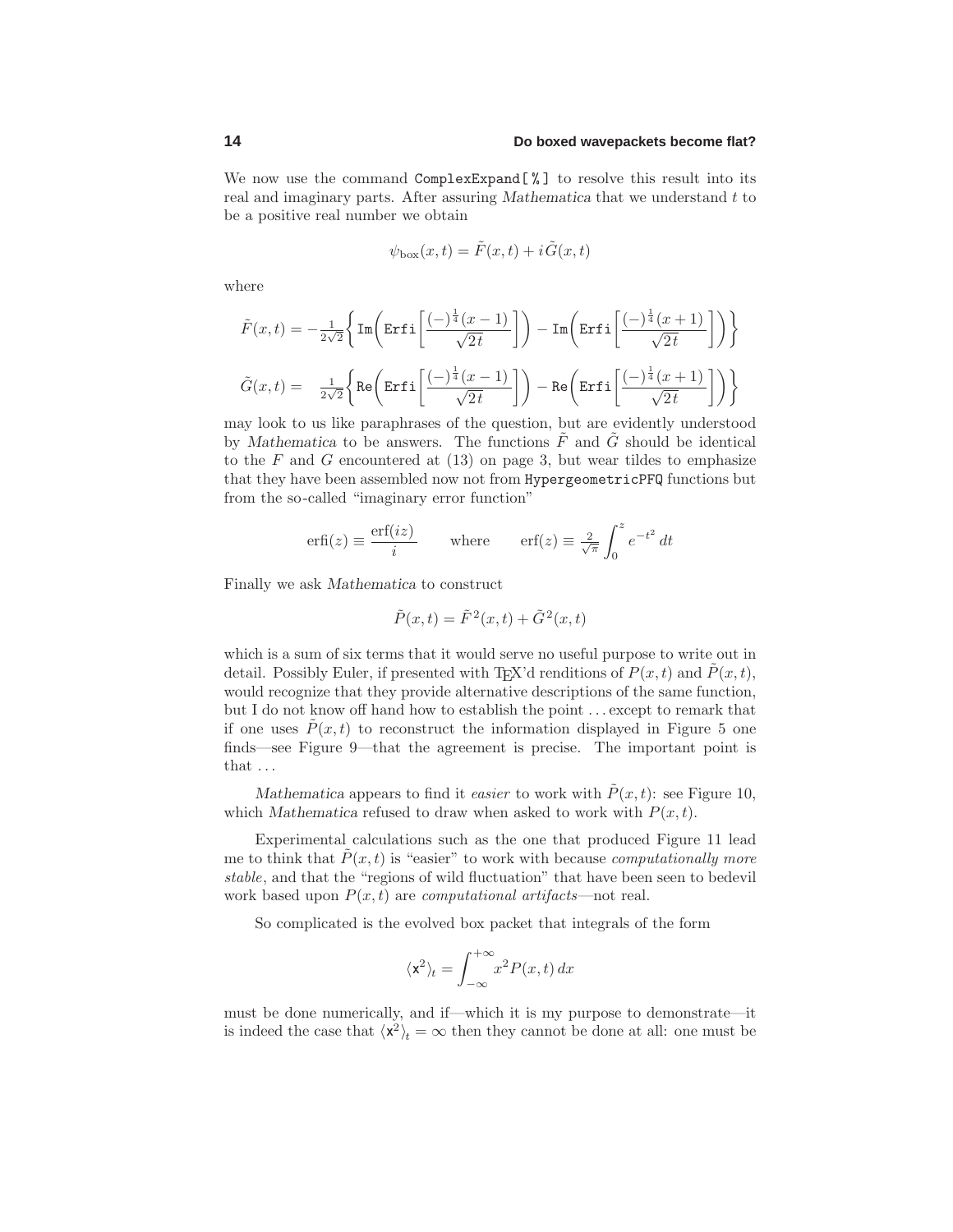We now use the command `ComplexExpand[%]` to resolve this result into its real and imaginary parts. After assuring *Mathematica* that we understand $t$ to be a positive real number we obtain

$$\psi_{\text{box}}(x,t) = \tilde{F}(x,t) + i\tilde{G}(x,t)$$

where

$$\tilde{F}(x,t) = -\tfrac{1}{2\sqrt{2}}\left\{\texttt{Im}\left(\texttt{Erfi}\left[\frac{(-)^{\frac{1}{4}}(x-1)}{\sqrt{2t}}\right]\right) - \texttt{Im}\left(\texttt{Erfi}\left[\frac{(-)^{\frac{1}{4}}(x+1)}{\sqrt{2t}}\right]\right)\right\}$$

$$\tilde{G}(x,t) = \tfrac{1}{2\sqrt{2}}\left\{\texttt{Re}\left(\texttt{Erfi}\left[\frac{(-)^{\frac{1}{4}}(x-1)}{\sqrt{2t}}\right]\right) - \texttt{Re}\left(\texttt{Erfi}\left[\frac{(-)^{\frac{1}{4}}(x+1)}{\sqrt{2t}}\right]\right)\right\}$$

may look to us like paraphrases of the question, but are evidently understood by *Mathematica* to be answers. The functions $\tilde{F}$ and $\tilde{G}$ should be identical to the $F$ and $G$ encountered at (13) on page 3, but wear tildes to emphasize that they have been assembled now not from `HypergeometricPFQ` functions but from the so-called "imaginary error function"

$$\text{erfi}(z) \equiv \frac{\text{erf}(iz)}{i} \qquad \text{where} \qquad \text{erf}(z) \equiv \tfrac{2}{\sqrt{\pi}}\int_0^z e^{-t^2}\,dt$$

Finally we ask *Mathematica* to construct

$$\tilde{P}(x,t) = \tilde{F}^2(x,t) + \tilde{G}^2(x,t)$$

which is a sum of six terms that it would serve no useful purpose to write out in detail. Possibly Euler, if presented with TEX'd renditions of $P(x,t)$ and $\tilde{P}(x,t)$, would recognize that they provide alternative descriptions of the same function, but I do not know off hand how to establish the point ... except to remark that if one uses $\tilde{P}(x,t)$ to reconstruct the information displayed in Figure 5 one finds—see Figure 9—that the agreement is precise. The important point is that ...

*Mathematica* appears to find it *easier* to work with $\tilde{P}(x,t)$: see Figure 10, which *Mathematica* refused to draw when asked to work with $P(x,t)$.

Experimental calculations such as the one that produced Figure 11 lead me to think that $\tilde{P}(x,t)$ is "easier" to work with because *computationally more stable*, and that the "regions of wild fluctuation" that have been seen to bedevil work based upon $P(x,t)$ are *computational artifacts*—not real.

So complicated is the evolved box packet that integrals of the form

$$\langle \mathsf{x}^2\rangle_t = \int_{-\infty}^{+\infty} x^2 P(x,t)\,dx$$

must be done numerically, and if—which it is my purpose to demonstrate—it is indeed the case that $\langle \mathsf{x}^2\rangle_t = \infty$ then they cannot be done at all: one must be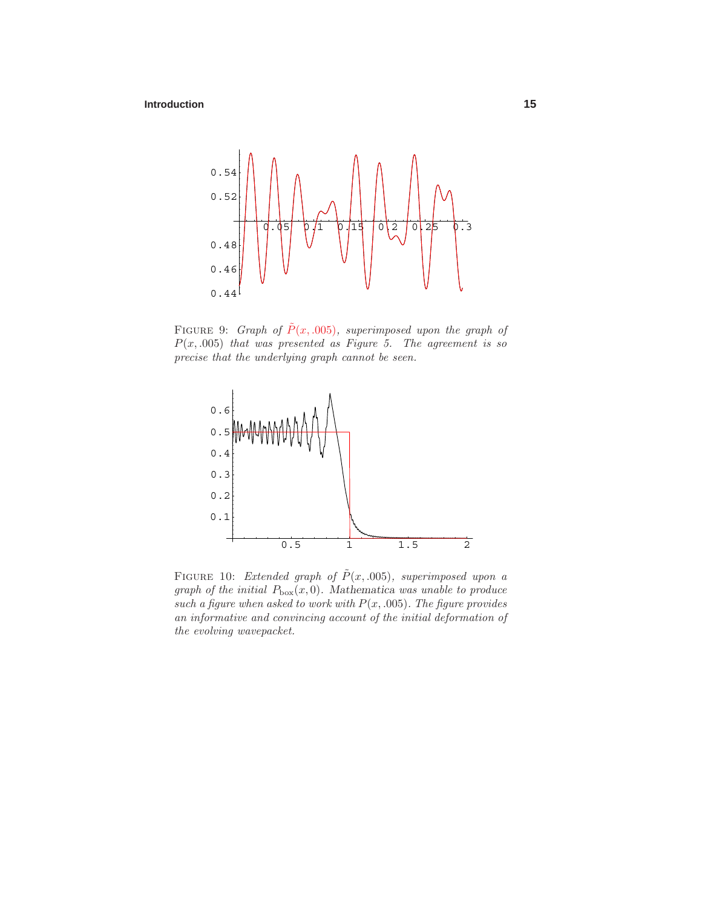FIGURE 9: *Graph of $\tilde{P}(x, .005)$, superimposed upon the graph of $P(x, .005)$ that was presented as Figure 5. The agreement is so precise that the underlying graph cannot be seen.*

FIGURE 10: *Extended graph of $\tilde{P}(x, .005)$, superimposed upon a graph of the initial $P_{\text{box}}(x, 0)$. Mathematica was unable to produce such a figure when asked to work with $P(x, .005)$. The figure provides an informative and convincing account of the initial deformation of the evolving wavepacket.*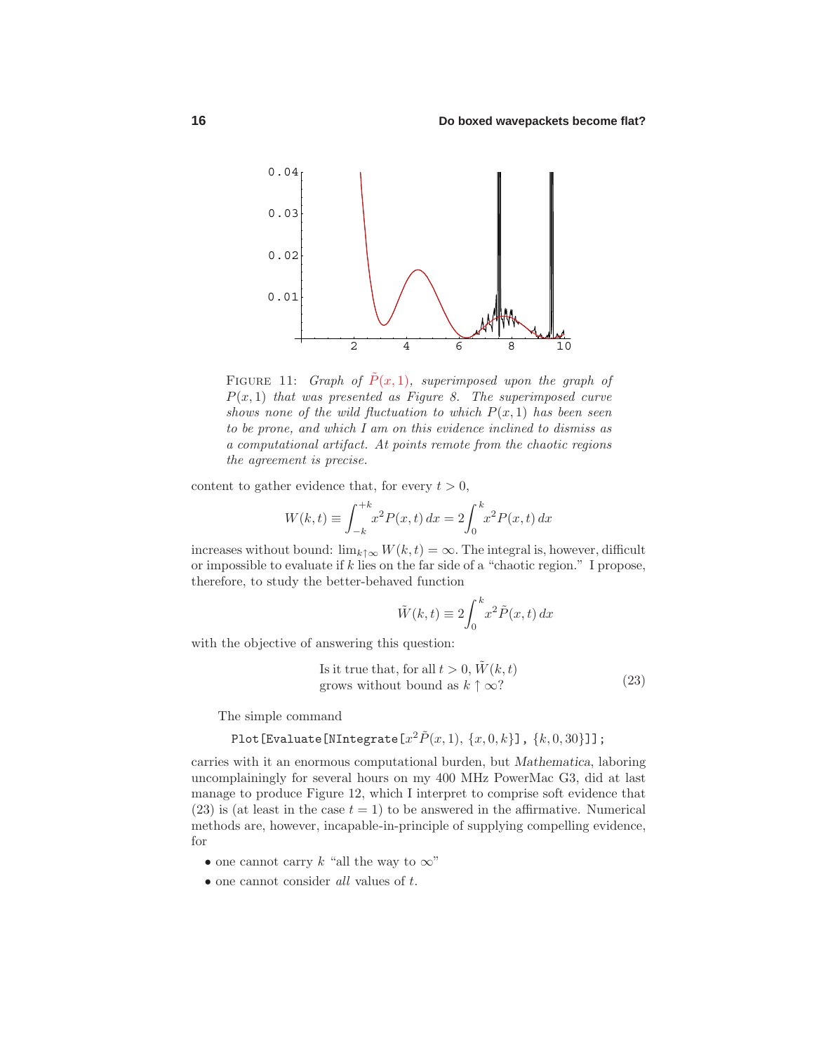FIGURE 11: *Graph of $\tilde{P}(x,1)$, superimposed upon the graph of $P(x,1)$ that was presented as Figure 8. The superimposed curve shows none of the wild fluctuation to which $P(x,1)$ has been seen to be prone, and which I am on this evidence inclined to dismiss as a computational artifact. At points remote from the chaotic regions the agreement is precise.*

content to gather evidence that, for every $t > 0$,

$$W(k,t) \equiv \int_{-k}^{+k} x^2 P(x,t)\,dx = 2\int_0^k x^2 P(x,t)\,dx$$

increases without bound: $\lim_{k\uparrow\infty} W(k,t) = \infty$. The integral is, however, difficult or impossible to evaluate if $k$ lies on the far side of a "chaotic region." I propose, therefore, to study the better-behaved function

$$\tilde{W}(k,t) \equiv 2\int_0^k x^2 \tilde{P}(x,t)\,dx$$

with the objective of answering this question:

$$\text{Is it true that, for all } t > 0,\ \tilde{W}(k,t) \text{ grows without bound as } k\uparrow\infty? \tag{23}$$

The simple command

```
Plot[Evaluate[NIntegrate[x^2 P̃(x,1), {x,0,k}], {k,0,30}]];
```

carries with it an enormous computational burden, but *Mathematica*, laboring uncomplainingly for several hours on my 400 MHz PowerMac G3, did at last manage to produce Figure 12, which I interpret to comprise soft evidence that (23) is (at least in the case $t = 1$) to be answered in the affirmative. Numerical methods are, however, incapable-in-principle of supplying compelling evidence, for

- one cannot carry $k$ "all the way to $\infty$"
- one cannot consider *all* values of $t$.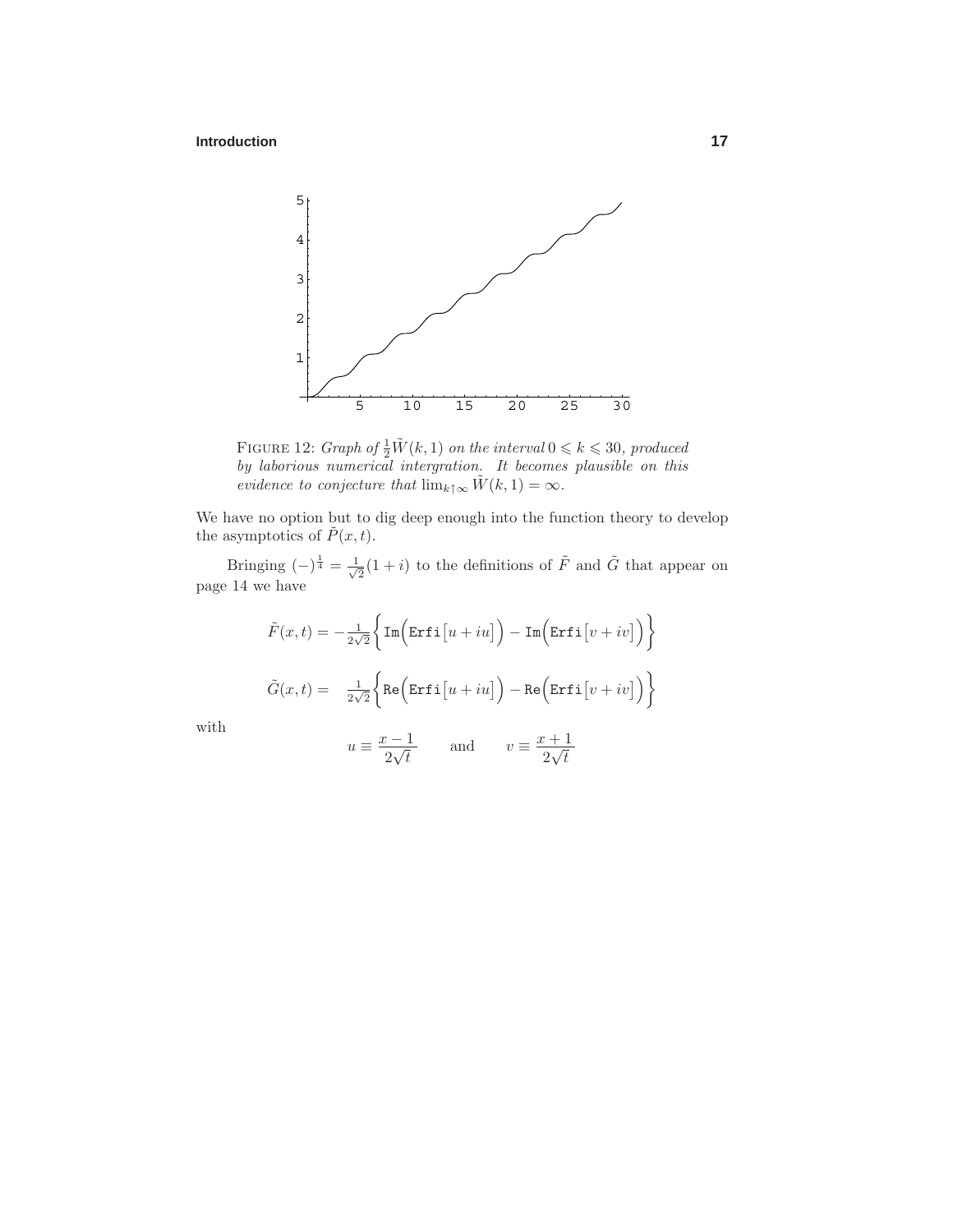5
4
3
2
1
5 10 15 20 25 30

FIGURE 12: *Graph of* $\frac{1}{2}\tilde{W}(k,1)$ *on the interval* $0 \leqslant k \leqslant 30$, *produced by laborious numerical intergration. It becomes plausible on this evidence to conjecture that* $\lim_{k\uparrow\infty}\tilde{W}(k,1) = \infty$.

We have no option but to dig deep enough into the function theory to develop the asymptotics of $\tilde{P}(x,t)$.

Bringing $(-)^{\frac{1}{4}} = \frac{1}{\sqrt{2}}(1+i)$ to the definitions of $\tilde{F}$ and $\tilde{G}$ that appear on page 14 we have

$$\tilde{F}(x,t) = -\tfrac{1}{2\sqrt{2}}\Big\{\texttt{Im}\Big(\texttt{Erfi}\big[u+iu\big]\Big) - \texttt{Im}\Big(\texttt{Erfi}\big[v+iv\big]\Big)\Big\}$$

$$\tilde{G}(x,t) = \quad \tfrac{1}{2\sqrt{2}}\Big\{\texttt{Re}\Big(\texttt{Erfi}\big[u+iu\big]\Big) - \texttt{Re}\Big(\texttt{Erfi}\big[v+iv\big]\Big)\Big\}$$

with

$$u \equiv \frac{x-1}{2\sqrt{t}} \qquad \text{and} \qquad v \equiv \frac{x+1}{2\sqrt{t}}$$